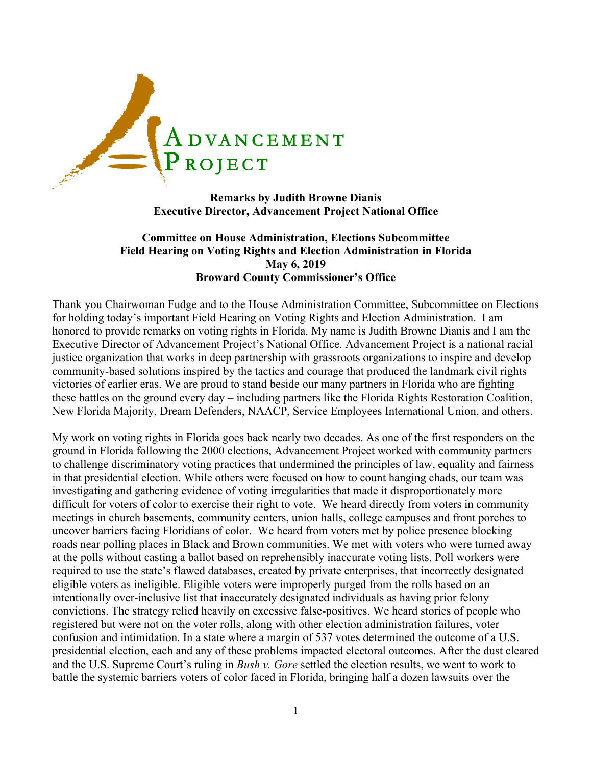Advancement Project

**Remarks by Judith Browne Dianis**
**Executive Director, Advancement Project National Office**

**Committee on House Administration, Elections Subcommittee**
**Field Hearing on Voting Rights and Election Administration in Florida**
**May 6, 2019**
**Broward County Commissioner's Office**

Thank you Chairwoman Fudge and to the House Administration Committee, Subcommittee on Elections for holding today's important Field Hearing on Voting Rights and Election Administration. I am honored to provide remarks on voting rights in Florida. My name is Judith Browne Dianis and I am the Executive Director of Advancement Project's National Office. Advancement Project is a national racial justice organization that works in deep partnership with grassroots organizations to inspire and develop community-based solutions inspired by the tactics and courage that produced the landmark civil rights victories of earlier eras. We are proud to stand beside our many partners in Florida who are fighting these battles on the ground every day – including partners like the Florida Rights Restoration Coalition, New Florida Majority, Dream Defenders, NAACP, Service Employees International Union, and others.

My work on voting rights in Florida goes back nearly two decades. As one of the first responders on the ground in Florida following the 2000 elections, Advancement Project worked with community partners to challenge discriminatory voting practices that undermined the principles of law, equality and fairness in that presidential election. While others were focused on how to count hanging chads, our team was investigating and gathering evidence of voting irregularities that made it disproportionately more difficult for voters of color to exercise their right to vote. We heard directly from voters in community meetings in church basements, community centers, union halls, college campuses and front porches to uncover barriers facing Floridians of color. We heard from voters met by police presence blocking roads near polling places in Black and Brown communities. We met with voters who were turned away at the polls without casting a ballot based on reprehensibly inaccurate voting lists. Poll workers were required to use the state's flawed databases, created by private enterprises, that incorrectly designated eligible voters as ineligible. Eligible voters were improperly purged from the rolls based on an intentionally over-inclusive list that inaccurately designated individuals as having prior felony convictions. The strategy relied heavily on excessive false-positives. We heard stories of people who registered but were not on the voter rolls, along with other election administration failures, voter confusion and intimidation. In a state where a margin of 537 votes determined the outcome of a U.S. presidential election, each and any of these problems impacted electoral outcomes. After the dust cleared and the U.S. Supreme Court's ruling in *Bush v. Gore* settled the election results, we went to work to battle the systemic barriers voters of color faced in Florida, bringing half a dozen lawsuits over the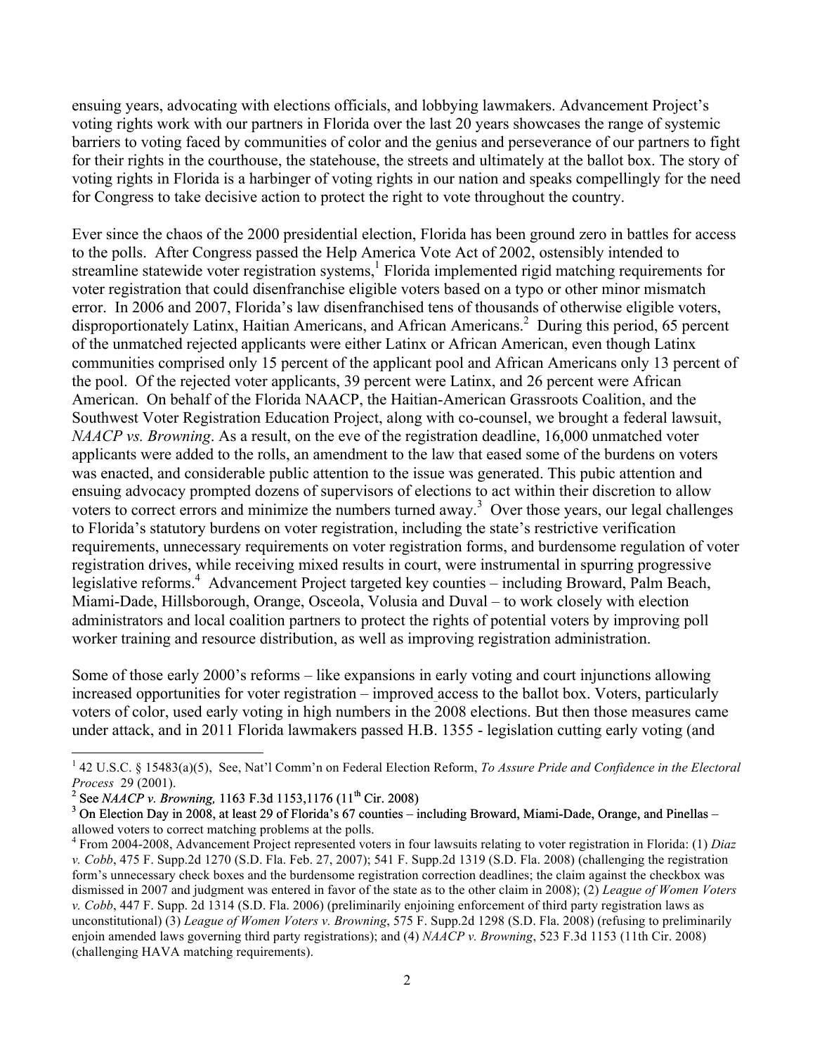ensuing years, advocating with elections officials, and lobbying lawmakers. Advancement Project's voting rights work with our partners in Florida over the last 20 years showcases the range of systemic barriers to voting faced by communities of color and the genius and perseverance of our partners to fight for their rights in the courthouse, the statehouse, the streets and ultimately at the ballot box. The story of voting rights in Florida is a harbinger of voting rights in our nation and speaks compellingly for the need for Congress to take decisive action to protect the right to vote throughout the country.

Ever since the chaos of the 2000 presidential election, Florida has been ground zero in battles for access to the polls. After Congress passed the Help America Vote Act of 2002, ostensibly intended to streamline statewide voter registration systems,[1] Florida implemented rigid matching requirements for voter registration that could disenfranchise eligible voters based on a typo or other minor mismatch error. In 2006 and 2007, Florida's law disenfranchised tens of thousands of otherwise eligible voters, disproportionately Latinx, Haitian Americans, and African Americans.[2] During this period, 65 percent of the unmatched rejected applicants were either Latinx or African American, even though Latinx communities comprised only 15 percent of the applicant pool and African Americans only 13 percent of the pool. Of the rejected voter applicants, 39 percent were Latinx, and 26 percent were African American. On behalf of the Florida NAACP, the Haitian-American Grassroots Coalition, and the Southwest Voter Registration Education Project, along with co-counsel, we brought a federal lawsuit, *NAACP vs. Browning*. As a result, on the eve of the registration deadline, 16,000 unmatched voter applicants were added to the rolls, an amendment to the law that eased some of the burdens on voters was enacted, and considerable public attention to the issue was generated. This pubic attention and ensuing advocacy prompted dozens of supervisors of elections to act within their discretion to allow voters to correct errors and minimize the numbers turned away.[3] Over those years, our legal challenges to Florida's statutory burdens on voter registration, including the state's restrictive verification requirements, unnecessary requirements on voter registration forms, and burdensome regulation of voter registration drives, while receiving mixed results in court, were instrumental in spurring progressive legislative reforms.[4] Advancement Project targeted key counties – including Broward, Palm Beach, Miami-Dade, Hillsborough, Orange, Osceola, Volusia and Duval – to work closely with election administrators and local coalition partners to protect the rights of potential voters by improving poll worker training and resource distribution, as well as improving registration administration.

Some of those early 2000's reforms – like expansions in early voting and court injunctions allowing increased opportunities for voter registration – improved access to the ballot box. Voters, particularly voters of color, used early voting in high numbers in the 2008 elections. But then those measures came under attack, and in 2011 Florida lawmakers passed H.B. 1355 - legislation cutting early voting (and

---

[1] 42 U.S.C. § 15483(a)(5), See, Nat'l Comm'n on Federal Election Reform, *To Assure Pride and Confidence in the Electoral Process* 29 (2001).

[2] See *NAACP v. Browning,* 1163 F.3d 1153,1176 (11th Cir. 2008)

[3] On Election Day in 2008, at least 29 of Florida's 67 counties – including Broward, Miami-Dade, Orange, and Pinellas – allowed voters to correct matching problems at the polls.

[4] From 2004-2008, Advancement Project represented voters in four lawsuits relating to voter registration in Florida: (1) *Diaz v. Cobb*, 475 F. Supp.2d 1270 (S.D. Fla. Feb. 27, 2007); 541 F. Supp.2d 1319 (S.D. Fla. 2008) (challenging the registration form's unnecessary check boxes and the burdensome registration correction deadlines; the claim against the checkbox was dismissed in 2007 and judgment was entered in favor of the state as to the other claim in 2008); (2) *League of Women Voters v. Cobb*, 447 F. Supp. 2d 1314 (S.D. Fla. 2006) (preliminarily enjoining enforcement of third party registration laws as unconstitutional) (3) *League of Women Voters v. Browning*, 575 F. Supp.2d 1298 (S.D. Fla. 2008) (refusing to preliminarily enjoin amended laws governing third party registrations); and (4) *NAACP v. Browning*, 523 F.3d 1153 (11th Cir. 2008) (challenging HAVA matching requirements).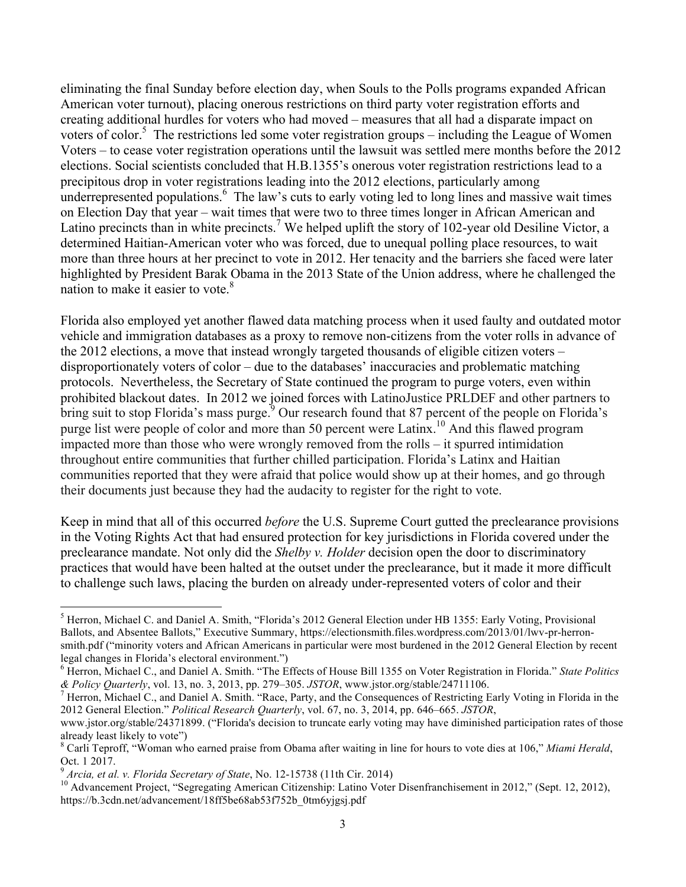eliminating the final Sunday before election day, when Souls to the Polls programs expanded African American voter turnout), placing onerous restrictions on third party voter registration efforts and creating additional hurdles for voters who had moved – measures that all had a disparate impact on voters of color.[5] The restrictions led some voter registration groups – including the League of Women Voters – to cease voter registration operations until the lawsuit was settled mere months before the 2012 elections. Social scientists concluded that H.B.1355's onerous voter registration restrictions lead to a precipitous drop in voter registrations leading into the 2012 elections, particularly among underrepresented populations.[6] The law's cuts to early voting led to long lines and massive wait times on Election Day that year – wait times that were two to three times longer in African American and Latino precincts than in white precincts.[7] We helped uplift the story of 102-year old Desiline Victor, a determined Haitian-American voter who was forced, due to unequal polling place resources, to wait more than three hours at her precinct to vote in 2012. Her tenacity and the barriers she faced were later highlighted by President Barak Obama in the 2013 State of the Union address, where he challenged the nation to make it easier to vote.[8]

Florida also employed yet another flawed data matching process when it used faulty and outdated motor vehicle and immigration databases as a proxy to remove non-citizens from the voter rolls in advance of the 2012 elections, a move that instead wrongly targeted thousands of eligible citizen voters – disproportionately voters of color – due to the databases' inaccuracies and problematic matching protocols. Nevertheless, the Secretary of State continued the program to purge voters, even within prohibited blackout dates. In 2012 we joined forces with LatinoJustice PRLDEF and other partners to bring suit to stop Florida's mass purge.[9] Our research found that 87 percent of the people on Florida's purge list were people of color and more than 50 percent were Latinx.[10] And this flawed program impacted more than those who were wrongly removed from the rolls – it spurred intimidation throughout entire communities that further chilled participation. Florida's Latinx and Haitian communities reported that they were afraid that police would show up at their homes, and go through their documents just because they had the audacity to register for the right to vote.

Keep in mind that all of this occurred *before* the U.S. Supreme Court gutted the preclearance provisions in the Voting Rights Act that had ensured protection for key jurisdictions in Florida covered under the preclearance mandate. Not only did the *Shelby v. Holder* decision open the door to discriminatory practices that would have been halted at the outset under the preclearance, but it made it more difficult to challenge such laws, placing the burden on already under-represented voters of color and their

---

[5] Herron, Michael C. and Daniel A. Smith, "Florida's 2012 General Election under HB 1355: Early Voting, Provisional Ballots, and Absentee Ballots," Executive Summary, https://electionsmith.files.wordpress.com/2013/01/lwv-pr-herron-smith.pdf ("minority voters and African Americans in particular were most burdened in the 2012 General Election by recent legal changes in Florida's electoral environment.")

[6] Herron, Michael C., and Daniel A. Smith. "The Effects of House Bill 1355 on Voter Registration in Florida." *State Politics & Policy Quarterly*, vol. 13, no. 3, 2013, pp. 279–305. *JSTOR*, www.jstor.org/stable/24711106.

[7] Herron, Michael C., and Daniel A. Smith. "Race, Party, and the Consequences of Restricting Early Voting in Florida in the 2012 General Election." *Political Research Quarterly*, vol. 67, no. 3, 2014, pp. 646–665. *JSTOR*, www.jstor.org/stable/24371899. ("Florida's decision to truncate early voting may have diminished participation rates of those already least likely to vote")

[8] Carli Teproff, "Woman who earned praise from Obama after waiting in line for hours to vote dies at 106," *Miami Herald*, Oct. 1 2017.

[9] *Arcia, et al. v. Florida Secretary of State*, No. 12-15738 (11th Cir. 2014)

[10] Advancement Project, "Segregating American Citizenship: Latino Voter Disenfranchisement in 2012," (Sept. 12, 2012), https://b.3cdn.net/advancement/18ff5be68ab53f752b_0tm6yjgsj.pdf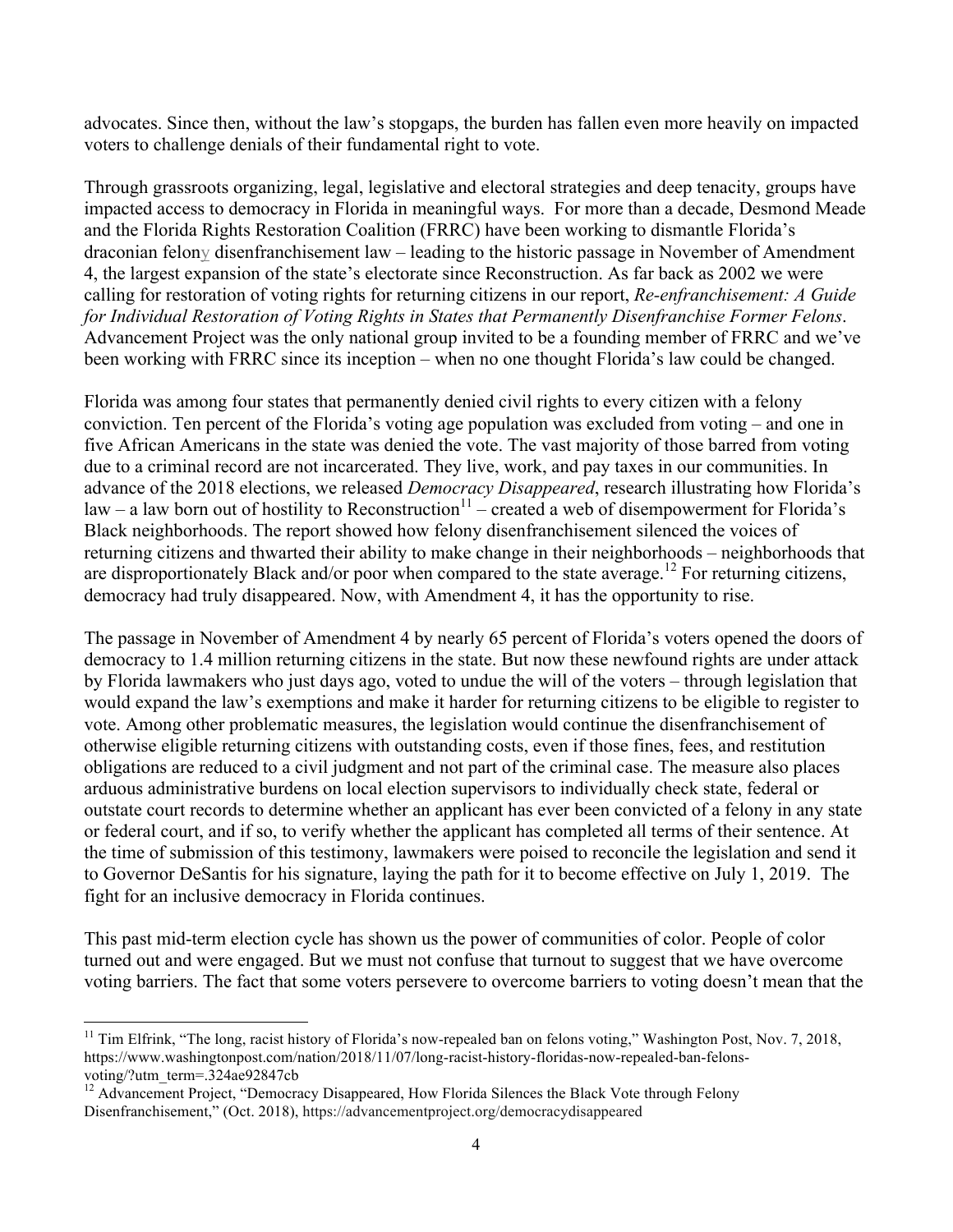advocates. Since then, without the law's stopgaps, the burden has fallen even more heavily on impacted voters to challenge denials of their fundamental right to vote.

Through grassroots organizing, legal, legislative and electoral strategies and deep tenacity, groups have impacted access to democracy in Florida in meaningful ways. For more than a decade, Desmond Meade and the Florida Rights Restoration Coalition (FRRC) have been working to dismantle Florida's draconian felony disenfranchisement law – leading to the historic passage in November of Amendment 4, the largest expansion of the state's electorate since Reconstruction. As far back as 2002 we were calling for restoration of voting rights for returning citizens in our report, *Re-enfranchisement: A Guide for Individual Restoration of Voting Rights in States that Permanently Disenfranchise Former Felons*. Advancement Project was the only national group invited to be a founding member of FRRC and we've been working with FRRC since its inception – when no one thought Florida's law could be changed.

Florida was among four states that permanently denied civil rights to every citizen with a felony conviction. Ten percent of the Florida's voting age population was excluded from voting – and one in five African Americans in the state was denied the vote. The vast majority of those barred from voting due to a criminal record are not incarcerated. They live, work, and pay taxes in our communities. In advance of the 2018 elections, we released *Democracy Disappeared*, research illustrating how Florida's law – a law born out of hostility to Reconstruction[11] – created a web of disempowerment for Florida's Black neighborhoods. The report showed how felony disenfranchisement silenced the voices of returning citizens and thwarted their ability to make change in their neighborhoods – neighborhoods that are disproportionately Black and/or poor when compared to the state average.[12] For returning citizens, democracy had truly disappeared. Now, with Amendment 4, it has the opportunity to rise.

The passage in November of Amendment 4 by nearly 65 percent of Florida's voters opened the doors of democracy to 1.4 million returning citizens in the state. But now these newfound rights are under attack by Florida lawmakers who just days ago, voted to undue the will of the voters – through legislation that would expand the law's exemptions and make it harder for returning citizens to be eligible to register to vote. Among other problematic measures, the legislation would continue the disenfranchisement of otherwise eligible returning citizens with outstanding costs, even if those fines, fees, and restitution obligations are reduced to a civil judgment and not part of the criminal case. The measure also places arduous administrative burdens on local election supervisors to individually check state, federal or outstate court records to determine whether an applicant has ever been convicted of a felony in any state or federal court, and if so, to verify whether the applicant has completed all terms of their sentence. At the time of submission of this testimony, lawmakers were poised to reconcile the legislation and send it to Governor DeSantis for his signature, laying the path for it to become effective on July 1, 2019. The fight for an inclusive democracy in Florida continues.

This past mid-term election cycle has shown us the power of communities of color. People of color turned out and were engaged. But we must not confuse that turnout to suggest that we have overcome voting barriers. The fact that some voters persevere to overcome barriers to voting doesn't mean that the

[11] Tim Elfrink, "The long, racist history of Florida's now-repealed ban on felons voting," Washington Post, Nov. 7, 2018, https://www.washingtonpost.com/nation/2018/11/07/long-racist-history-floridas-now-repealed-ban-felons-voting/?utm_term=.324ae92847cb

[12] Advancement Project, "Democracy Disappeared, How Florida Silences the Black Vote through Felony Disenfranchisement," (Oct. 2018), https://advancementproject.org/democracydisappeared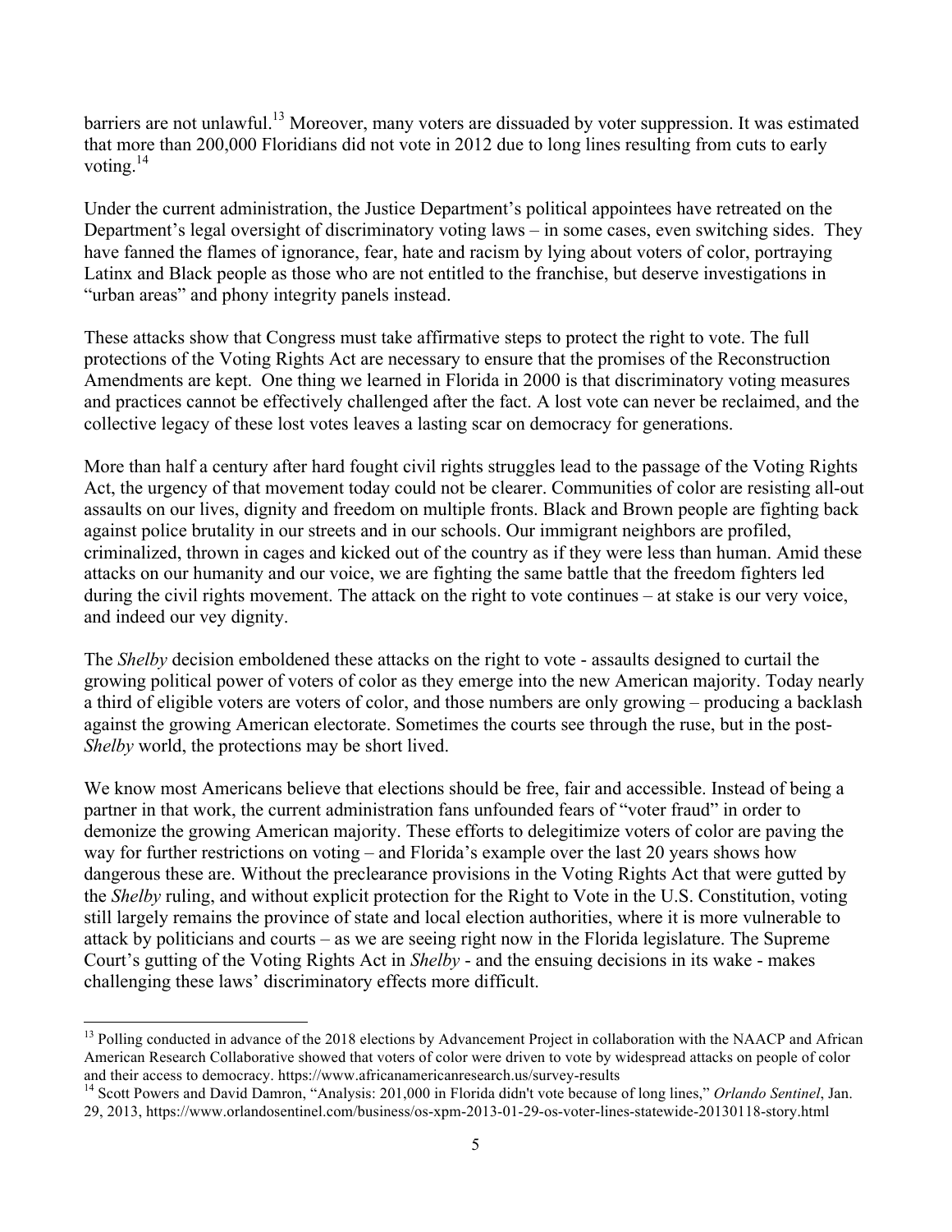barriers are not unlawful.[13] Moreover, many voters are dissuaded by voter suppression. It was estimated that more than 200,000 Floridians did not vote in 2012 due to long lines resulting from cuts to early voting.[14]

Under the current administration, the Justice Department's political appointees have retreated on the Department's legal oversight of discriminatory voting laws – in some cases, even switching sides. They have fanned the flames of ignorance, fear, hate and racism by lying about voters of color, portraying Latinx and Black people as those who are not entitled to the franchise, but deserve investigations in "urban areas" and phony integrity panels instead.

These attacks show that Congress must take affirmative steps to protect the right to vote. The full protections of the Voting Rights Act are necessary to ensure that the promises of the Reconstruction Amendments are kept. One thing we learned in Florida in 2000 is that discriminatory voting measures and practices cannot be effectively challenged after the fact. A lost vote can never be reclaimed, and the collective legacy of these lost votes leaves a lasting scar on democracy for generations.

More than half a century after hard fought civil rights struggles lead to the passage of the Voting Rights Act, the urgency of that movement today could not be clearer. Communities of color are resisting all-out assaults on our lives, dignity and freedom on multiple fronts. Black and Brown people are fighting back against police brutality in our streets and in our schools. Our immigrant neighbors are profiled, criminalized, thrown in cages and kicked out of the country as if they were less than human. Amid these attacks on our humanity and our voice, we are fighting the same battle that the freedom fighters led during the civil rights movement. The attack on the right to vote continues – at stake is our very voice, and indeed our vey dignity.

The *Shelby* decision emboldened these attacks on the right to vote - assaults designed to curtail the growing political power of voters of color as they emerge into the new American majority. Today nearly a third of eligible voters are voters of color, and those numbers are only growing – producing a backlash against the growing American electorate. Sometimes the courts see through the ruse, but in the post-*Shelby* world, the protections may be short lived.

We know most Americans believe that elections should be free, fair and accessible. Instead of being a partner in that work, the current administration fans unfounded fears of "voter fraud" in order to demonize the growing American majority. These efforts to delegitimize voters of color are paving the way for further restrictions on voting – and Florida's example over the last 20 years shows how dangerous these are. Without the preclearance provisions in the Voting Rights Act that were gutted by the *Shelby* ruling, and without explicit protection for the Right to Vote in the U.S. Constitution, voting still largely remains the province of state and local election authorities, where it is more vulnerable to attack by politicians and courts – as we are seeing right now in the Florida legislature. The Supreme Court's gutting of the Voting Rights Act in *Shelby* - and the ensuing decisions in its wake - makes challenging these laws' discriminatory effects more difficult.

---

[13] Polling conducted in advance of the 2018 elections by Advancement Project in collaboration with the NAACP and African American Research Collaborative showed that voters of color were driven to vote by widespread attacks on people of color and their access to democracy. https://www.africanamericanresearch.us/survey-results

[14] Scott Powers and David Damron, "Analysis: 201,000 in Florida didn't vote because of long lines," *Orlando Sentinel*, Jan. 29, 2013, https://www.orlandosentinel.com/business/os-xpm-2013-01-29-os-voter-lines-statewide-20130118-story.html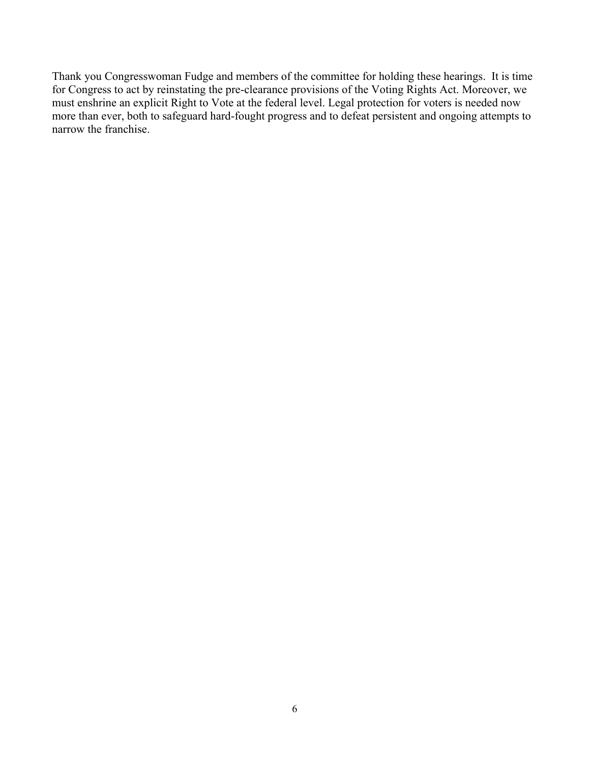Thank you Congresswoman Fudge and members of the committee for holding these hearings. It is time for Congress to act by reinstating the pre-clearance provisions of the Voting Rights Act. Moreover, we must enshrine an explicit Right to Vote at the federal level. Legal protection for voters is needed now more than ever, both to safeguard hard-fought progress and to defeat persistent and ongoing attempts to narrow the franchise.